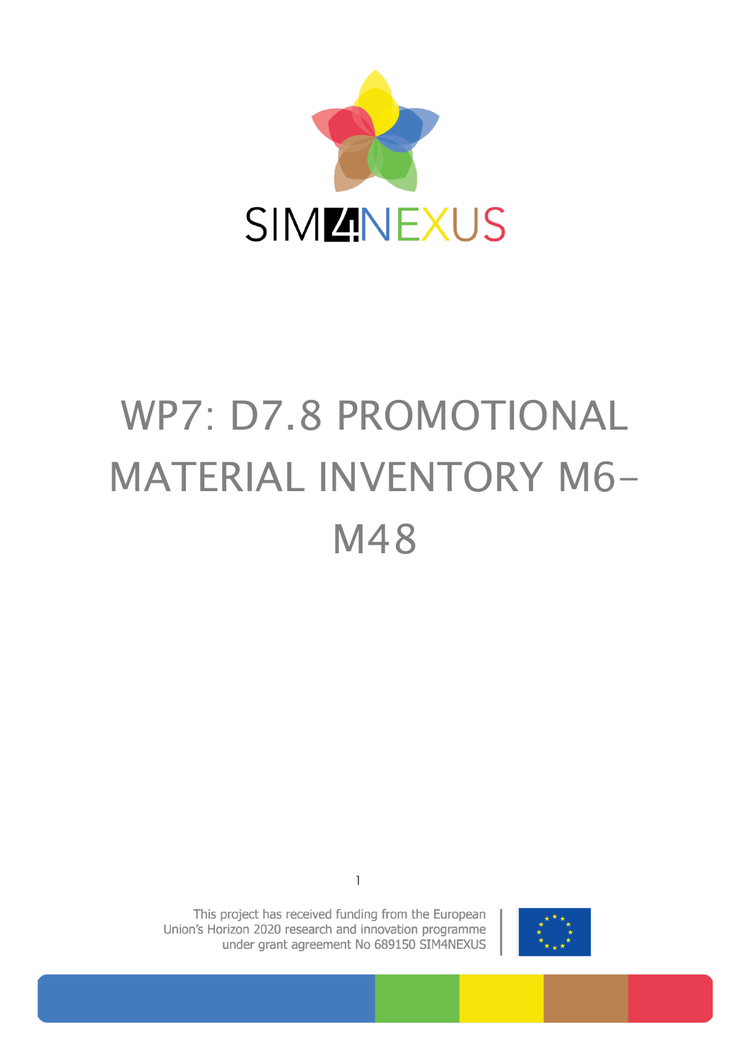SIM4NEXUS

# WP7: D7.8 PROMOTIONAL MATERIAL INVENTORY M6-M48

This project has received funding from the European Union's Horizon 2020 research and innovation programme under grant agreement No 689150 SIM4NEXUS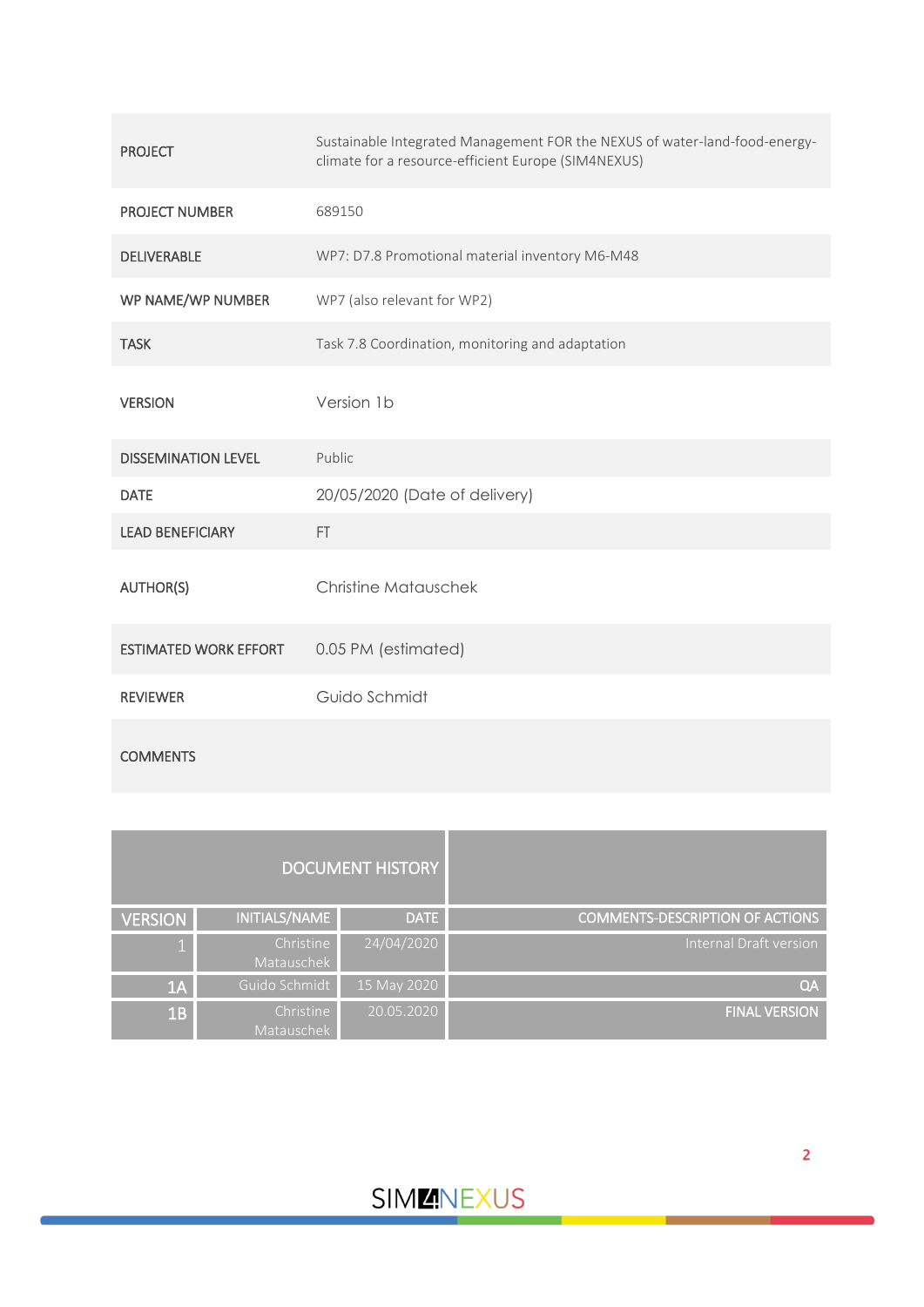| | |
|---|---|
| PROJECT | Sustainable Integrated Management FOR the NEXUS of water-land-food-energy-climate for a resource-efficient Europe (SIM4NEXUS) |
| PROJECT NUMBER | 689150 |
| DELIVERABLE | WP7: D7.8 Promotional material inventory M6-M48 |
| WP NAME/WP NUMBER | WP7 (also relevant for WP2) |
| TASK | Task 7.8 Coordination, monitoring and adaptation |
| VERSION | Version 1b |
| DISSEMINATION LEVEL | Public |
| DATE | 20/05/2020 (Date of delivery) |
| LEAD BENEFICIARY | FT |
| AUTHOR(S) | Christine Matauschek |
| ESTIMATED WORK EFFORT | 0.05 PM (estimated) |
| REVIEWER | Guido Schmidt |
| COMMENTS | |

| DOCUMENT HISTORY | | | |
|---|---|---|---|
| VERSION | INITIALS/NAME | DATE | COMMENTS-DESCRIPTION OF ACTIONS |
| 1 | Christine Matauschek | 24/04/2020 | Internal Draft version |
| 1A | Guido Schmidt | 15 May 2020 | QA |
| 1B | Christine Matauschek | 20.05.2020 | FINAL VERSION |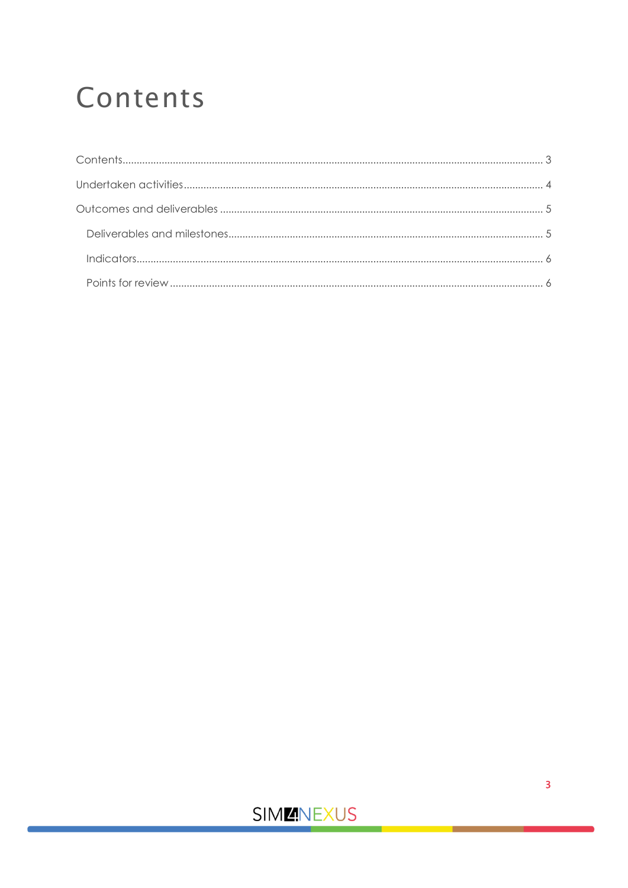# Contents

Contents ........................................................................................................................................ 3

Undertaken activities ................................................................................................................... 4

Outcomes and deliverables ........................................................................................................ 5

  Deliverables and milestones ...................................................................................................... 5

  Indicators ................................................................................................................................... 6

  Points for review ........................................................................................................................ 6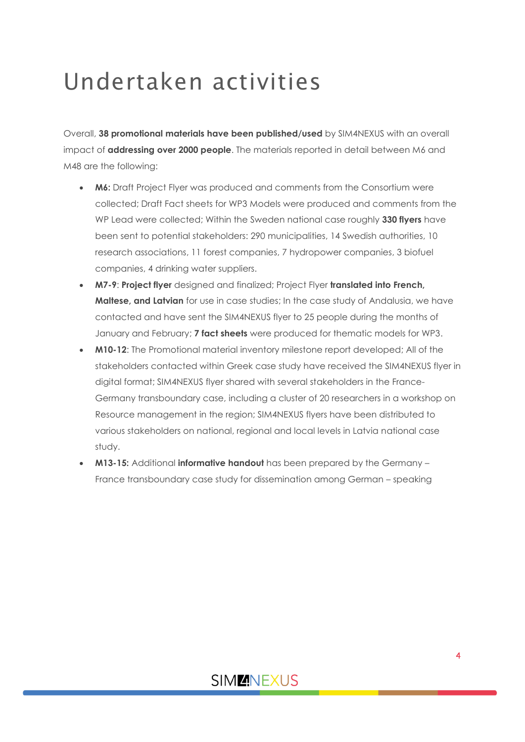# Undertaken activities

Overall, **38 promotional materials have been published/used** by SIM4NEXUS with an overall impact of **addressing over 2000 people**. The materials reported in detail between M6 and M48 are the following:

- **M6:** Draft Project Flyer was produced and comments from the Consortium were collected; Draft Fact sheets for WP3 Models were produced and comments from the WP Lead were collected; Within the Sweden national case roughly **330 flyers** have been sent to potential stakeholders: 290 municipalities, 14 Swedish authorities, 10 research associations, 11 forest companies, 7 hydropower companies, 3 biofuel companies, 4 drinking water suppliers.
- **M7-9**: **Project flyer** designed and finalized; Project Flyer **translated into French, Maltese, and Latvian** for use in case studies; In the case study of Andalusia, we have contacted and have sent the SIM4NEXUS flyer to 25 people during the months of January and February; **7 fact sheets** were produced for thematic models for WP3.
- **M10-12**: The Promotional material inventory milestone report developed; All of the stakeholders contacted within Greek case study have received the SIM4NEXUS flyer in digital format; SIM4NEXUS flyer shared with several stakeholders in the France-Germany transboundary case, including a cluster of 20 researchers in a workshop on Resource management in the region; SIM4NEXUS flyers have been distributed to various stakeholders on national, regional and local levels in Latvia national case study.
- **M13-15:** Additional **informative handout** has been prepared by the Germany – France transboundary case study for dissemination among German – speaking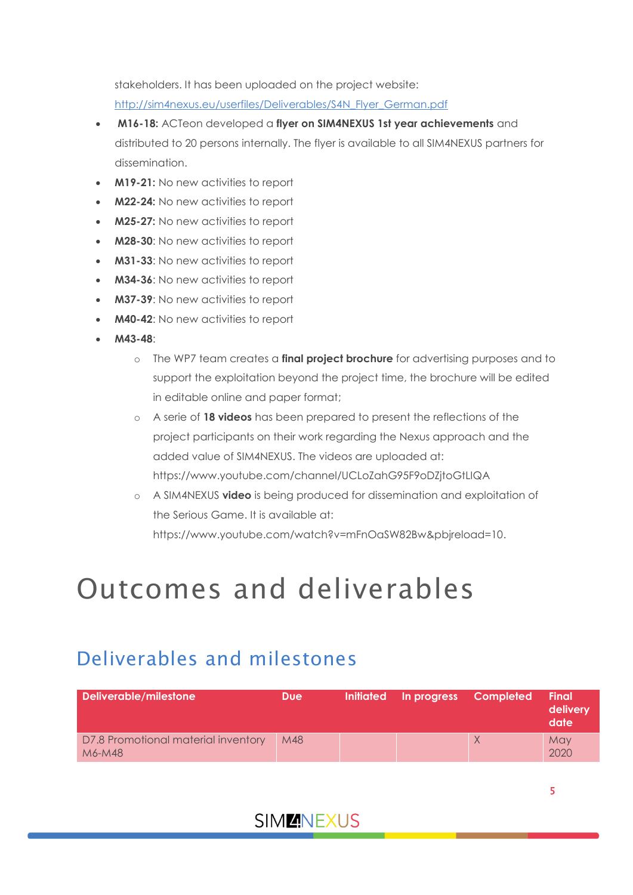stakeholders. It has been uploaded on the project website: [http://sim4nexus.eu/userfiles/Deliverables/S4N_Flyer_German.pdf](http://sim4nexus.eu/userfiles/Deliverables/S4N_Flyer_German.pdf)

- **M16-18:** ACTeon developed a **flyer on SIM4NEXUS 1st year achievements** and distributed to 20 persons internally. The flyer is available to all SIM4NEXUS partners for dissemination.
- **M19-21:** No new activities to report
- **M22-24:** No new activities to report
- **M25-27:** No new activities to report
- **M28-30**: No new activities to report
- **M31-33**: No new activities to report
- **M34-36**: No new activities to report
- **M37-39**: No new activities to report
- **M40-42**: No new activities to report
- **M43-48**:
    - The WP7 team creates a **final project brochure** for advertising purposes and to support the exploitation beyond the project time, the brochure will be edited in editable online and paper format;
    - A serie of **18 videos** has been prepared to present the reflections of the project participants on their work regarding the Nexus approach and the added value of SIM4NEXUS. The videos are uploaded at: https://www.youtube.com/channel/UCLoZahG95F9oDZjtoGtLlQA
    - A SIM4NEXUS **video** is being produced for dissemination and exploitation of the Serious Game. It is available at: https://www.youtube.com/watch?v=mFnOaSW82Bw&pbjreload=10.

# Outcomes and deliverables

## Deliverables and milestones

| Deliverable/milestone | Due | Initiated | In progress | Completed | Final delivery date |
|---|---|---|---|---|---|
| D7.8 Promotional material inventory M6-M48 | M48 | | | X | May 2020 |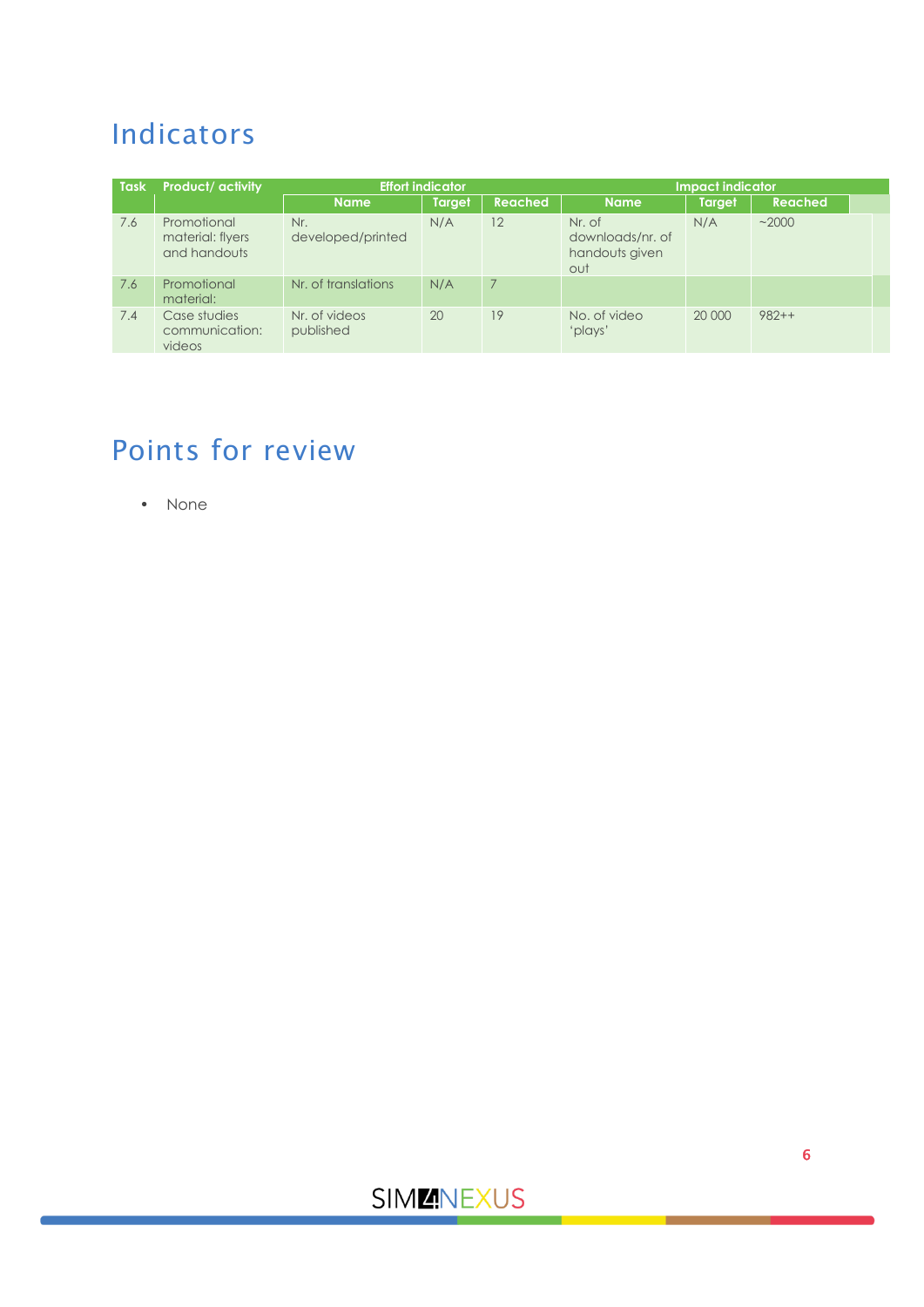## Indicators

| Task | Product/ activity | Effort indicator | | | Impact indicator | | |
|---|---|---|---|---|---|---|---|
| | | Name | Target | Reached | Name | Target | Reached |
| 7.6 | Promotional material: flyers and handouts | Nr. developed/printed | N/A | 12 | Nr. of downloads/nr. of handouts given out | N/A | ~2000 |
| 7.6 | Promotional material: | Nr. of translations | N/A | 7 | | | |
| 7.4 | Case studies communication: videos | Nr. of videos published | 20 | 19 | No. of video 'plays' | 20 000 | 982++ |

## Points for review

- None